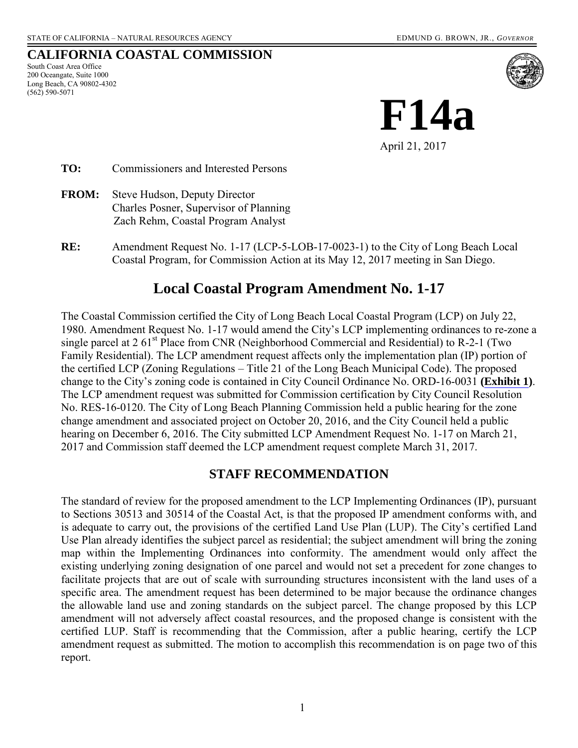STATE OF CALIFORNIA – NATURAL RESOURCES AGENCY EDMUND G. BROWN, JR., *GOVERNOR*

**CALIFORNIA COASTAL COMMISSION**
South Coast Area Office
200 Oceangate, Suite 1000
Long Beach, CA 90802-4302
(562) 590-5071

# F14a

April 21, 2017

**TO:** Commissioners and Interested Persons

**FROM:** Steve Hudson, Deputy Director
Charles Posner, Supervisor of Planning
Zach Rehm, Coastal Program Analyst

**RE:** Amendment Request No. 1-17 (LCP-5-LOB-17-0023-1) to the City of Long Beach Local Coastal Program, for Commission Action at its May 12, 2017 meeting in San Diego.

## Local Coastal Program Amendment No. 1-17

The Coastal Commission certified the City of Long Beach Local Coastal Program (LCP) on July 22, 1980. Amendment Request No. 1-17 would amend the City's LCP implementing ordinances to re-zone a single parcel at 2 61st Place from CNR (Neighborhood Commercial and Residential) to R-2-1 (Two Family Residential). The LCP amendment request affects only the implementation plan (IP) portion of the certified LCP (Zoning Regulations – Title 21 of the Long Beach Municipal Code). The proposed change to the City's zoning code is contained in City Council Ordinance No. ORD-16-0031 **(Exhibit 1)**. The LCP amendment request was submitted for Commission certification by City Council Resolution No. RES-16-0120. The City of Long Beach Planning Commission held a public hearing for the zone change amendment and associated project on October 20, 2016, and the City Council held a public hearing on December 6, 2016. The City submitted LCP Amendment Request No. 1-17 on March 21, 2017 and Commission staff deemed the LCP amendment request complete March 31, 2017.

## STAFF RECOMMENDATION

The standard of review for the proposed amendment to the LCP Implementing Ordinances (IP), pursuant to Sections 30513 and 30514 of the Coastal Act, is that the proposed IP amendment conforms with, and is adequate to carry out, the provisions of the certified Land Use Plan (LUP). The City's certified Land Use Plan already identifies the subject parcel as residential; the subject amendment will bring the zoning map within the Implementing Ordinances into conformity. The amendment would only affect the existing underlying zoning designation of one parcel and would not set a precedent for zone changes to facilitate projects that are out of scale with surrounding structures inconsistent with the land uses of a specific area. The amendment request has been determined to be major because the ordinance changes the allowable land use and zoning standards on the subject parcel. The change proposed by this LCP amendment will not adversely affect coastal resources, and the proposed change is consistent with the certified LUP. Staff is recommending that the Commission, after a public hearing, certify the LCP amendment request as submitted. The motion to accomplish this recommendation is on page two of this report.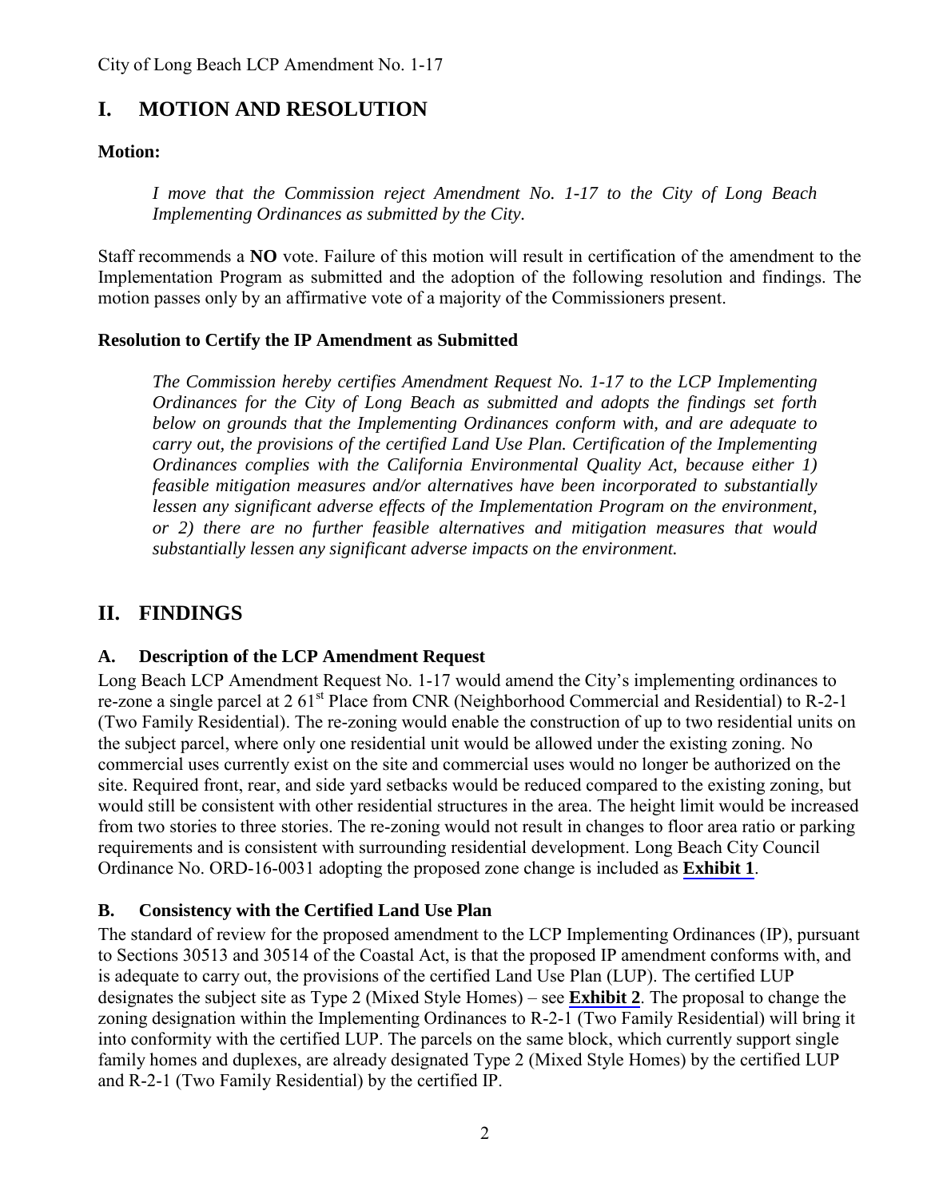# I. MOTION AND RESOLUTION

**Motion:**

*I move that the Commission reject Amendment No. 1-17 to the City of Long Beach Implementing Ordinances as submitted by the City.*

Staff recommends a **NO** vote. Failure of this motion will result in certification of the amendment to the Implementation Program as submitted and the adoption of the following resolution and findings. The motion passes only by an affirmative vote of a majority of the Commissioners present.

**Resolution to Certify the IP Amendment as Submitted**

*The Commission hereby certifies Amendment Request No. 1-17 to the LCP Implementing Ordinances for the City of Long Beach as submitted and adopts the findings set forth below on grounds that the Implementing Ordinances conform with, and are adequate to carry out, the provisions of the certified Land Use Plan. Certification of the Implementing Ordinances complies with the California Environmental Quality Act, because either 1) feasible mitigation measures and/or alternatives have been incorporated to substantially lessen any significant adverse effects of the Implementation Program on the environment, or 2) there are no further feasible alternatives and mitigation measures that would substantially lessen any significant adverse impacts on the environment.*

# II. FINDINGS

## A. Description of the LCP Amendment Request

Long Beach LCP Amendment Request No. 1-17 would amend the City's implementing ordinances to re-zone a single parcel at 2 61st Place from CNR (Neighborhood Commercial and Residential) to R-2-1 (Two Family Residential). The re-zoning would enable the construction of up to two residential units on the subject parcel, where only one residential unit would be allowed under the existing zoning. No commercial uses currently exist on the site and commercial uses would no longer be authorized on the site. Required front, rear, and side yard setbacks would be reduced compared to the existing zoning, but would still be consistent with other residential structures in the area. The height limit would be increased from two stories to three stories. The re-zoning would not result in changes to floor area ratio or parking requirements and is consistent with surrounding residential development. Long Beach City Council Ordinance No. ORD-16-0031 adopting the proposed zone change is included as **Exhibit 1**.

## B. Consistency with the Certified Land Use Plan

The standard of review for the proposed amendment to the LCP Implementing Ordinances (IP), pursuant to Sections 30513 and 30514 of the Coastal Act, is that the proposed IP amendment conforms with, and is adequate to carry out, the provisions of the certified Land Use Plan (LUP). The certified LUP designates the subject site as Type 2 (Mixed Style Homes) – see **Exhibit 2**. The proposal to change the zoning designation within the Implementing Ordinances to R-2-1 (Two Family Residential) will bring it into conformity with the certified LUP. The parcels on the same block, which currently support single family homes and duplexes, are already designated Type 2 (Mixed Style Homes) by the certified LUP and R-2-1 (Two Family Residential) by the certified IP.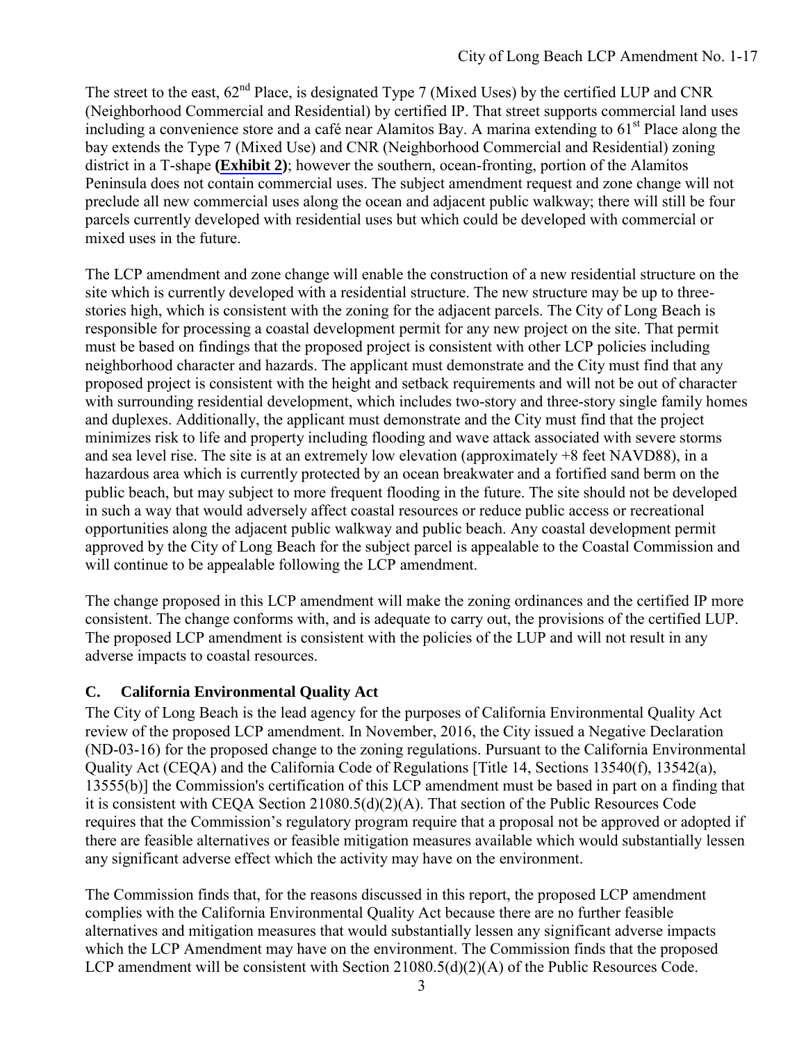The street to the east, 62nd Place, is designated Type 7 (Mixed Uses) by the certified LUP and CNR (Neighborhood Commercial and Residential) by certified IP. That street supports commercial land uses including a convenience store and a café near Alamitos Bay. A marina extending to 61st Place along the bay extends the Type 7 (Mixed Use) and CNR (Neighborhood Commercial and Residential) zoning district in a T-shape **(Exhibit 2)**; however the southern, ocean-fronting, portion of the Alamitos Peninsula does not contain commercial uses. The subject amendment request and zone change will not preclude all new commercial uses along the ocean and adjacent public walkway; there will still be four parcels currently developed with residential uses but which could be developed with commercial or mixed uses in the future.

The LCP amendment and zone change will enable the construction of a new residential structure on the site which is currently developed with a residential structure. The new structure may be up to three-stories high, which is consistent with the zoning for the adjacent parcels. The City of Long Beach is responsible for processing a coastal development permit for any new project on the site. That permit must be based on findings that the proposed project is consistent with other LCP policies including neighborhood character and hazards. The applicant must demonstrate and the City must find that any proposed project is consistent with the height and setback requirements and will not be out of character with surrounding residential development, which includes two-story and three-story single family homes and duplexes. Additionally, the applicant must demonstrate and the City must find that the project minimizes risk to life and property including flooding and wave attack associated with severe storms and sea level rise. The site is at an extremely low elevation (approximately +8 feet NAVD88), in a hazardous area which is currently protected by an ocean breakwater and a fortified sand berm on the public beach, but may subject to more frequent flooding in the future. The site should not be developed in such a way that would adversely affect coastal resources or reduce public access or recreational opportunities along the adjacent public walkway and public beach. Any coastal development permit approved by the City of Long Beach for the subject parcel is appealable to the Coastal Commission and will continue to be appealable following the LCP amendment.

The change proposed in this LCP amendment will make the zoning ordinances and the certified IP more consistent. The change conforms with, and is adequate to carry out, the provisions of the certified LUP. The proposed LCP amendment is consistent with the policies of the LUP and will not result in any adverse impacts to coastal resources.

## C. California Environmental Quality Act

The City of Long Beach is the lead agency for the purposes of California Environmental Quality Act review of the proposed LCP amendment. In November, 2016, the City issued a Negative Declaration (ND-03-16) for the proposed change to the zoning regulations. Pursuant to the California Environmental Quality Act (CEQA) and the California Code of Regulations [Title 14, Sections 13540(f), 13542(a), 13555(b)] the Commission's certification of this LCP amendment must be based in part on a finding that it is consistent with CEQA Section 21080.5(d)(2)(A). That section of the Public Resources Code requires that the Commission's regulatory program require that a proposal not be approved or adopted if there are feasible alternatives or feasible mitigation measures available which would substantially lessen any significant adverse effect which the activity may have on the environment.

The Commission finds that, for the reasons discussed in this report, the proposed LCP amendment complies with the California Environmental Quality Act because there are no further feasible alternatives and mitigation measures that would substantially lessen any significant adverse impacts which the LCP Amendment may have on the environment. The Commission finds that the proposed LCP amendment will be consistent with Section 21080.5(d)(2)(A) of the Public Resources Code.